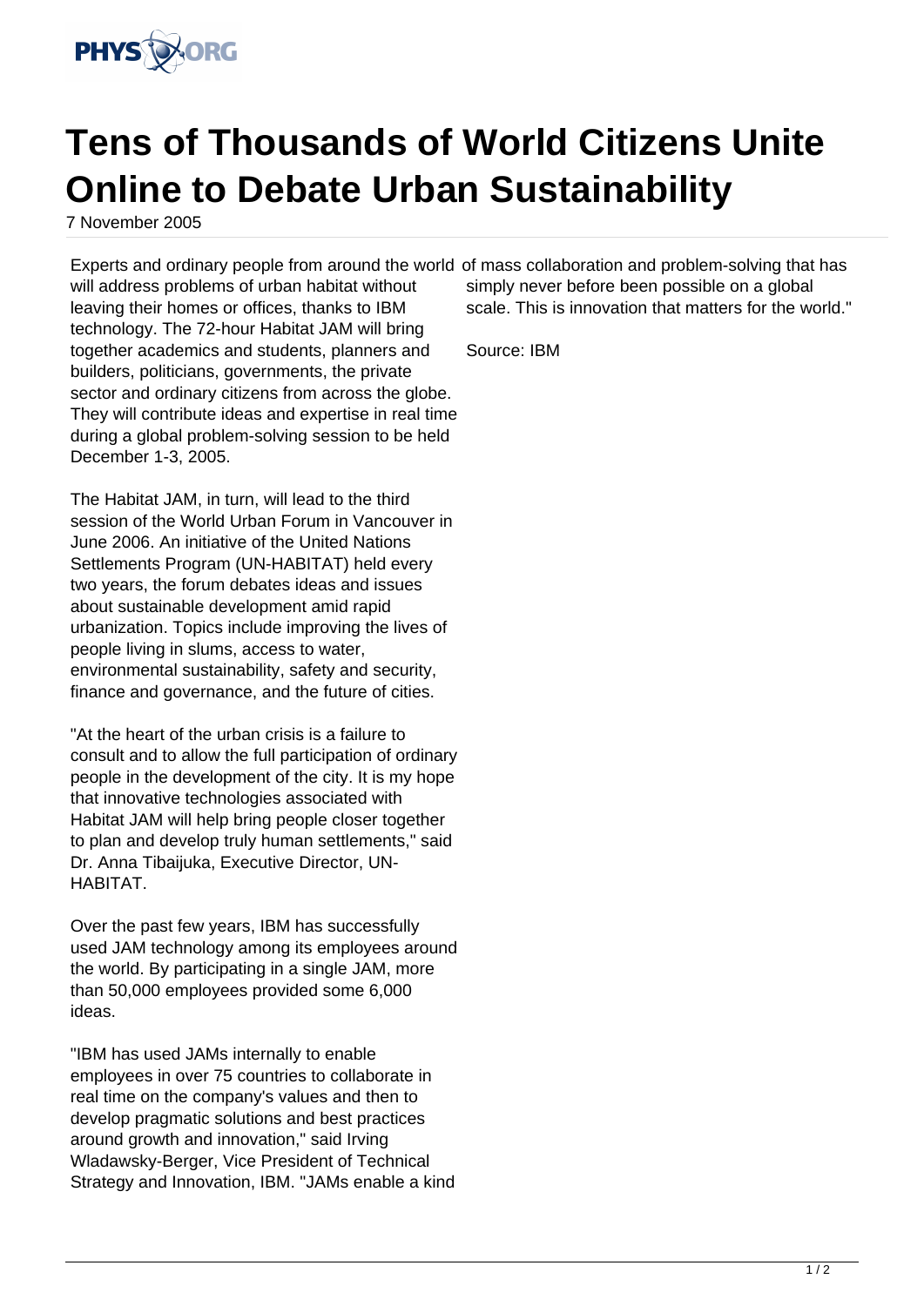# Tens of Thousands of World Citizens Unite Online to Debate Urban Sustainability

7 November 2005

Experts and ordinary people from around the world will address problems of urban habitat without leaving their homes or offices, thanks to IBM technology. The 72-hour Habitat JAM will bring together academics and students, planners and builders, politicians, governments, the private sector and ordinary citizens from across the globe. They will contribute ideas and expertise in real time during a global problem-solving session to be held December 1-3, 2005.

The Habitat JAM, in turn, will lead to the third session of the World Urban Forum in Vancouver in June 2006. An initiative of the United Nations Settlements Program (UN-HABITAT) held every two years, the forum debates ideas and issues about sustainable development amid rapid urbanization. Topics include improving the lives of people living in slums, access to water, environmental sustainability, safety and security, finance and governance, and the future of cities.

"At the heart of the urban crisis is a failure to consult and to allow the full participation of ordinary people in the development of the city. It is my hope that innovative technologies associated with Habitat JAM will help bring people closer together to plan and develop truly human settlements," said Dr. Anna Tibaijuka, Executive Director, UN-HABITAT.

Over the past few years, IBM has successfully used JAM technology among its employees around the world. By participating in a single JAM, more than 50,000 employees provided some 6,000 ideas.

"IBM has used JAMs internally to enable employees in over 75 countries to collaborate in real time on the company's values and then to develop pragmatic solutions and best practices around growth and innovation," said Irving Wladawsky-Berger, Vice President of Technical Strategy and Innovation, IBM. "JAMs enable a kind of mass collaboration and problem-solving that has simply never before been possible on a global scale. This is innovation that matters for the world."

Source: IBM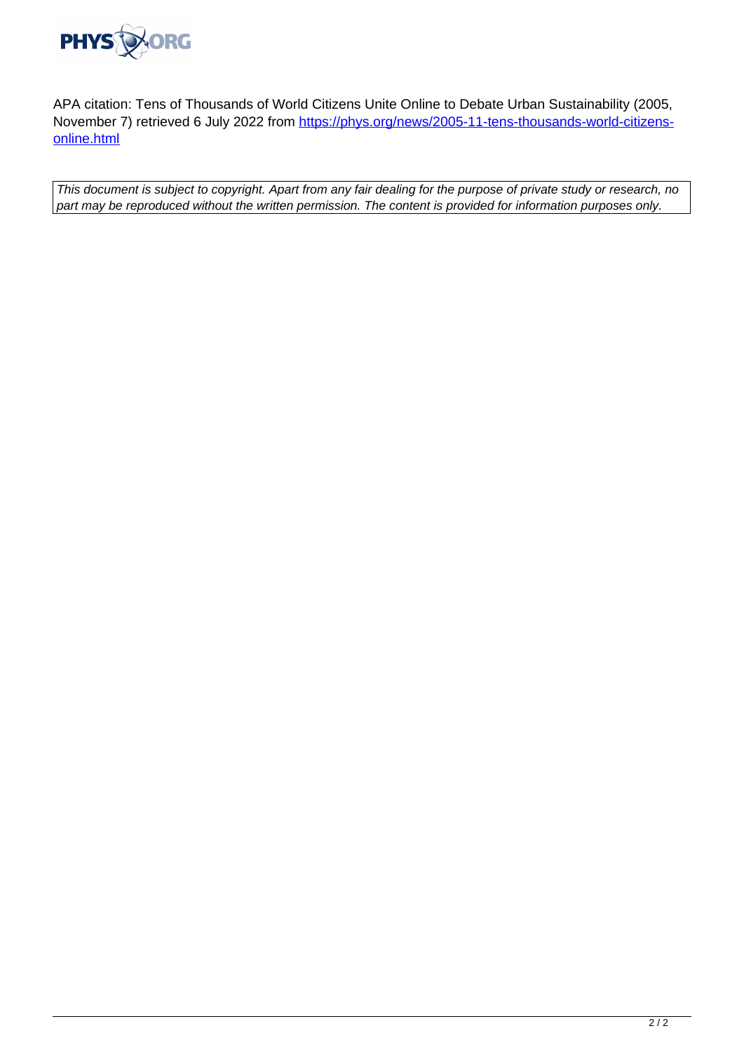APA citation: Tens of Thousands of World Citizens Unite Online to Debate Urban Sustainability (2005, November 7) retrieved 6 July 2022 from [https://phys.org/news/2005-11-tens-thousands-world-citizens-online.html](https://phys.org/news/2005-11-tens-thousands-world-citizens-online.html)

*This document is subject to copyright. Apart from any fair dealing for the purpose of private study or research, no part may be reproduced without the written permission. The content is provided for information purposes only.*